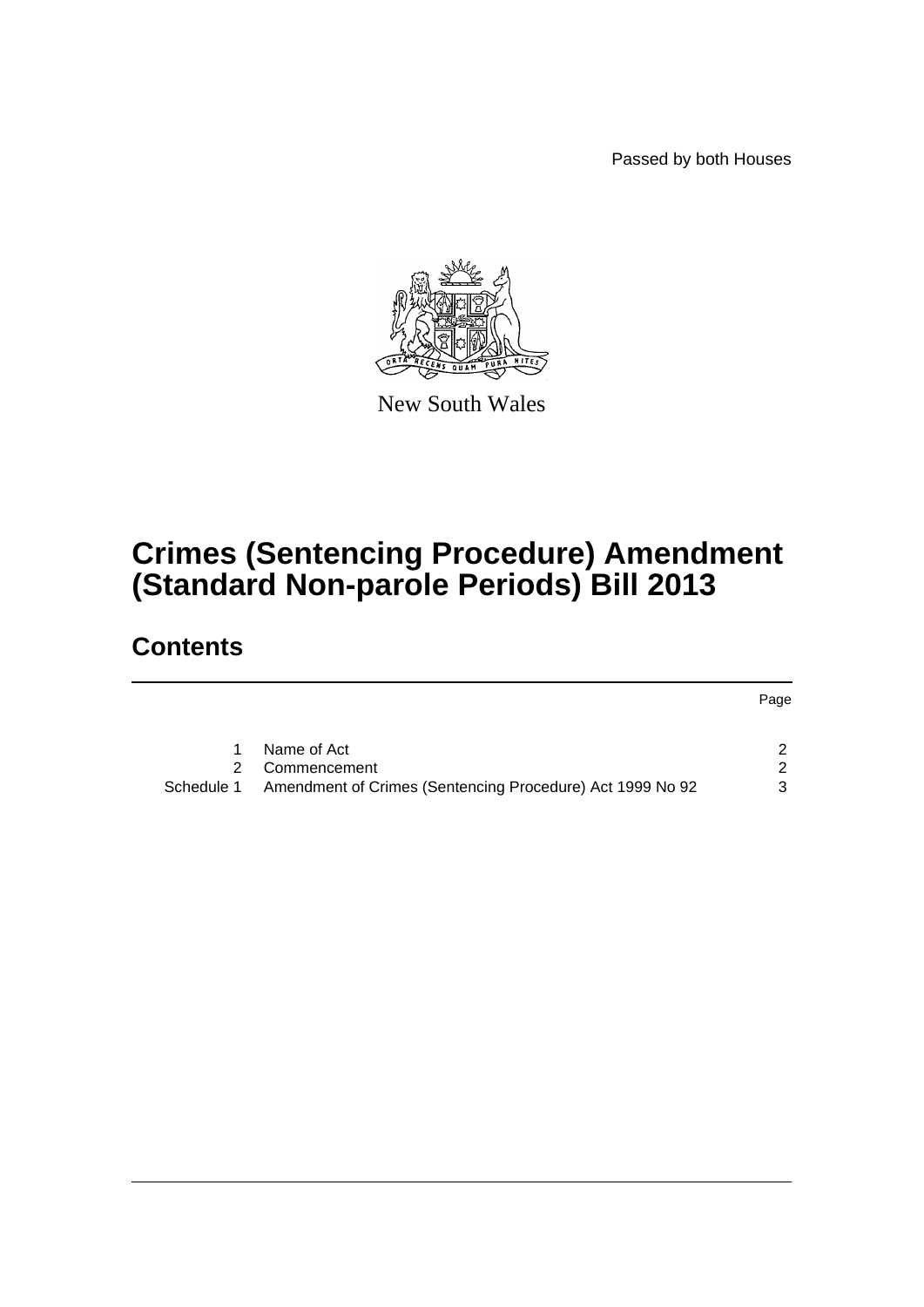Passed by both Houses

New South Wales

# Crimes (Sentencing Procedure) Amendment (Standard Non-parole Periods) Bill 2013

## Contents

| | | Page |
|---|---|---|
| 1 | Name of Act | 2 |
| 2 | Commencement | 2 |
| Schedule 1 | Amendment of Crimes (Sentencing Procedure) Act 1999 No 92 | 3 |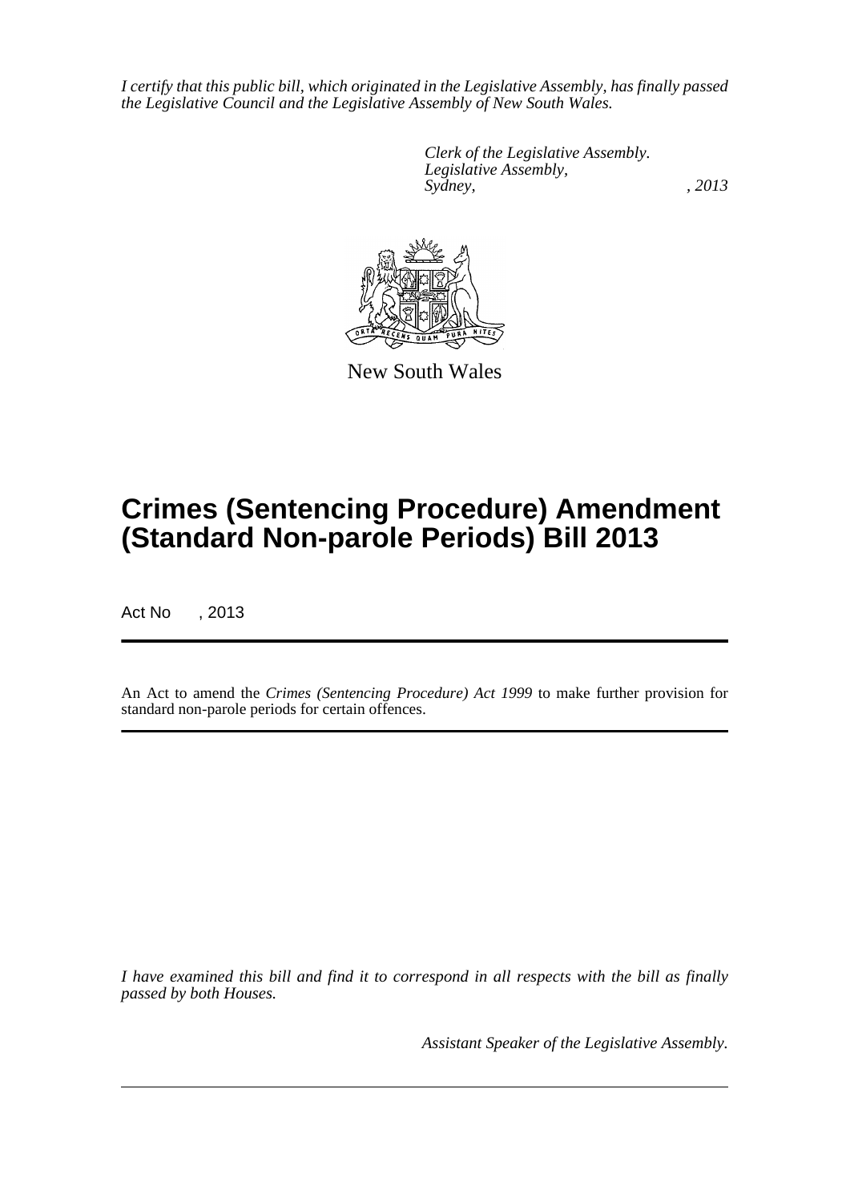*I certify that this public bill, which originated in the Legislative Assembly, has finally passed the Legislative Council and the Legislative Assembly of New South Wales.*

*Clerk of the Legislative Assembly.*
*Legislative Assembly,*
*Sydney, , 2013*

New South Wales

# Crimes (Sentencing Procedure) Amendment (Standard Non-parole Periods) Bill 2013

Act No , 2013

An Act to amend the *Crimes (Sentencing Procedure) Act 1999* to make further provision for standard non-parole periods for certain offences.

*I have examined this bill and find it to correspond in all respects with the bill as finally passed by both Houses.*

*Assistant Speaker of the Legislative Assembly.*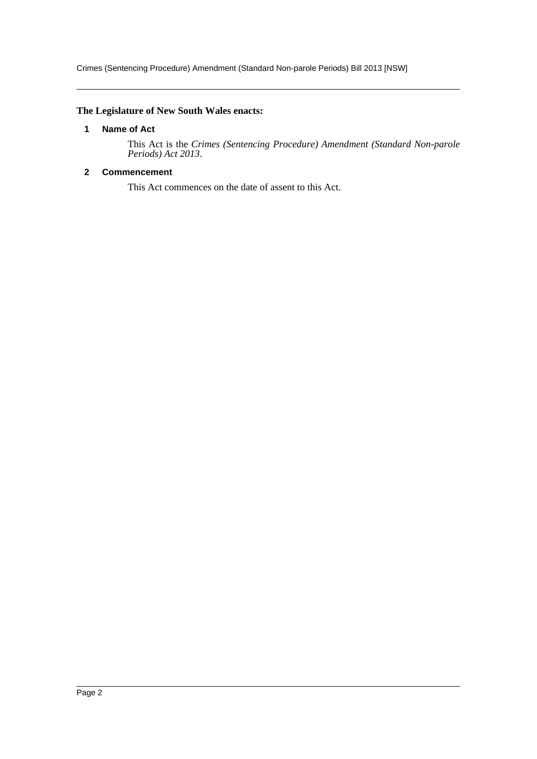**The Legislature of New South Wales enacts:**

## 1 Name of Act

This Act is the *Crimes (Sentencing Procedure) Amendment (Standard Non-parole Periods) Act 2013*.

## 2 Commencement

This Act commences on the date of assent to this Act.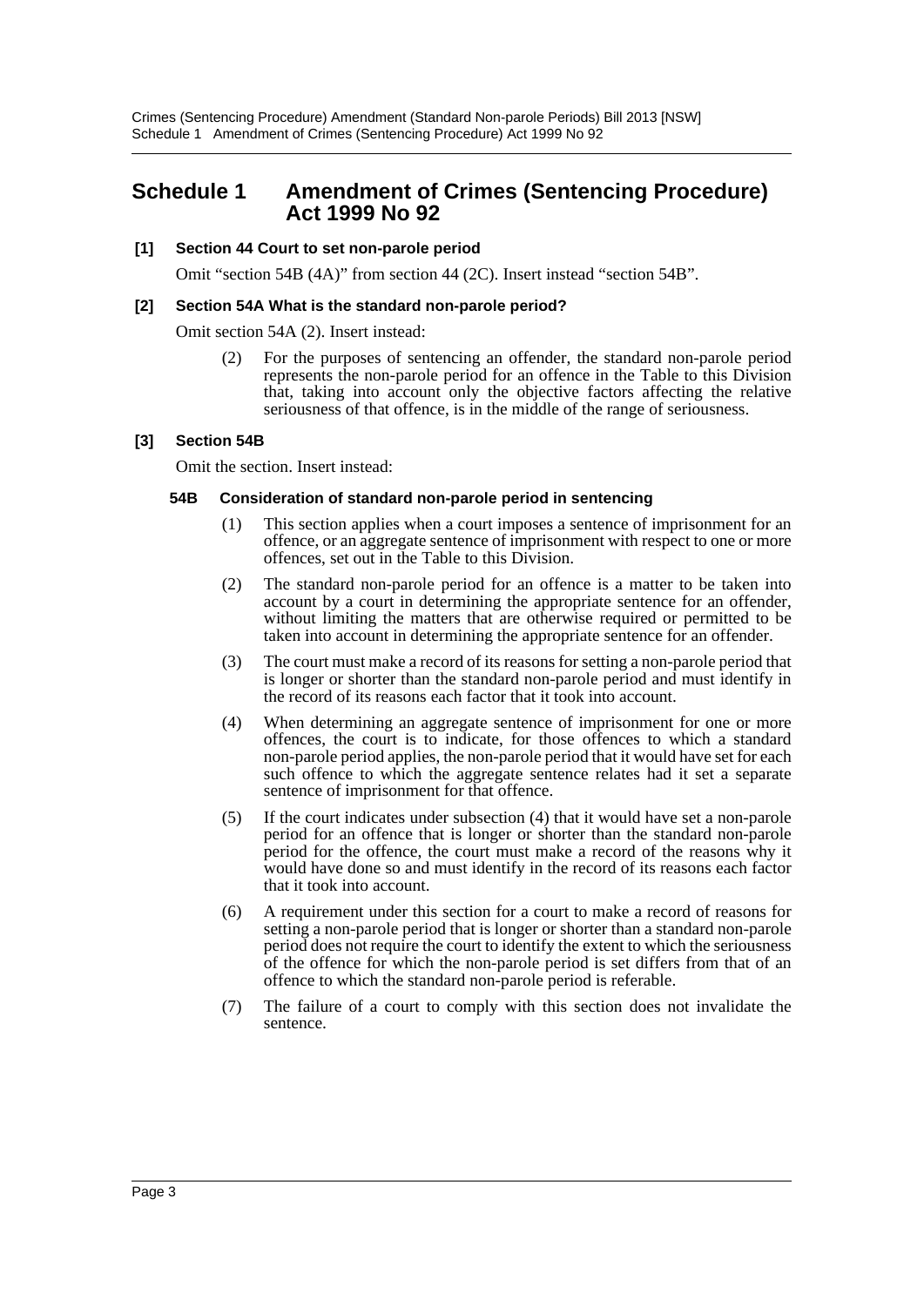# Schedule 1 Amendment of Crimes (Sentencing Procedure) Act 1999 No 92

**[1] Section 44 Court to set non-parole period**

Omit "section 54B (4A)" from section 44 (2C). Insert instead "section 54B".

**[2] Section 54A What is the standard non-parole period?**

Omit section 54A (2). Insert instead:

(2) For the purposes of sentencing an offender, the standard non-parole period represents the non-parole period for an offence in the Table to this Division that, taking into account only the objective factors affecting the relative seriousness of that offence, is in the middle of the range of seriousness.

**[3] Section 54B**

Omit the section. Insert instead:

**54B Consideration of standard non-parole period in sentencing**

(1) This section applies when a court imposes a sentence of imprisonment for an offence, or an aggregate sentence of imprisonment with respect to one or more offences, set out in the Table to this Division.

(2) The standard non-parole period for an offence is a matter to be taken into account by a court in determining the appropriate sentence for an offender, without limiting the matters that are otherwise required or permitted to be taken into account in determining the appropriate sentence for an offender.

(3) The court must make a record of its reasons for setting a non-parole period that is longer or shorter than the standard non-parole period and must identify in the record of its reasons each factor that it took into account.

(4) When determining an aggregate sentence of imprisonment for one or more offences, the court is to indicate, for those offences to which a standard non-parole period applies, the non-parole period that it would have set for each such offence to which the aggregate sentence relates had it set a separate sentence of imprisonment for that offence.

(5) If the court indicates under subsection (4) that it would have set a non-parole period for an offence that is longer or shorter than the standard non-parole period for the offence, the court must make a record of the reasons why it would have done so and must identify in the record of its reasons each factor that it took into account.

(6) A requirement under this section for a court to make a record of reasons for setting a non-parole period that is longer or shorter than a standard non-parole period does not require the court to identify the extent to which the seriousness of the offence for which the non-parole period is set differs from that of an offence to which the standard non-parole period is referable.

(7) The failure of a court to comply with this section does not invalidate the sentence.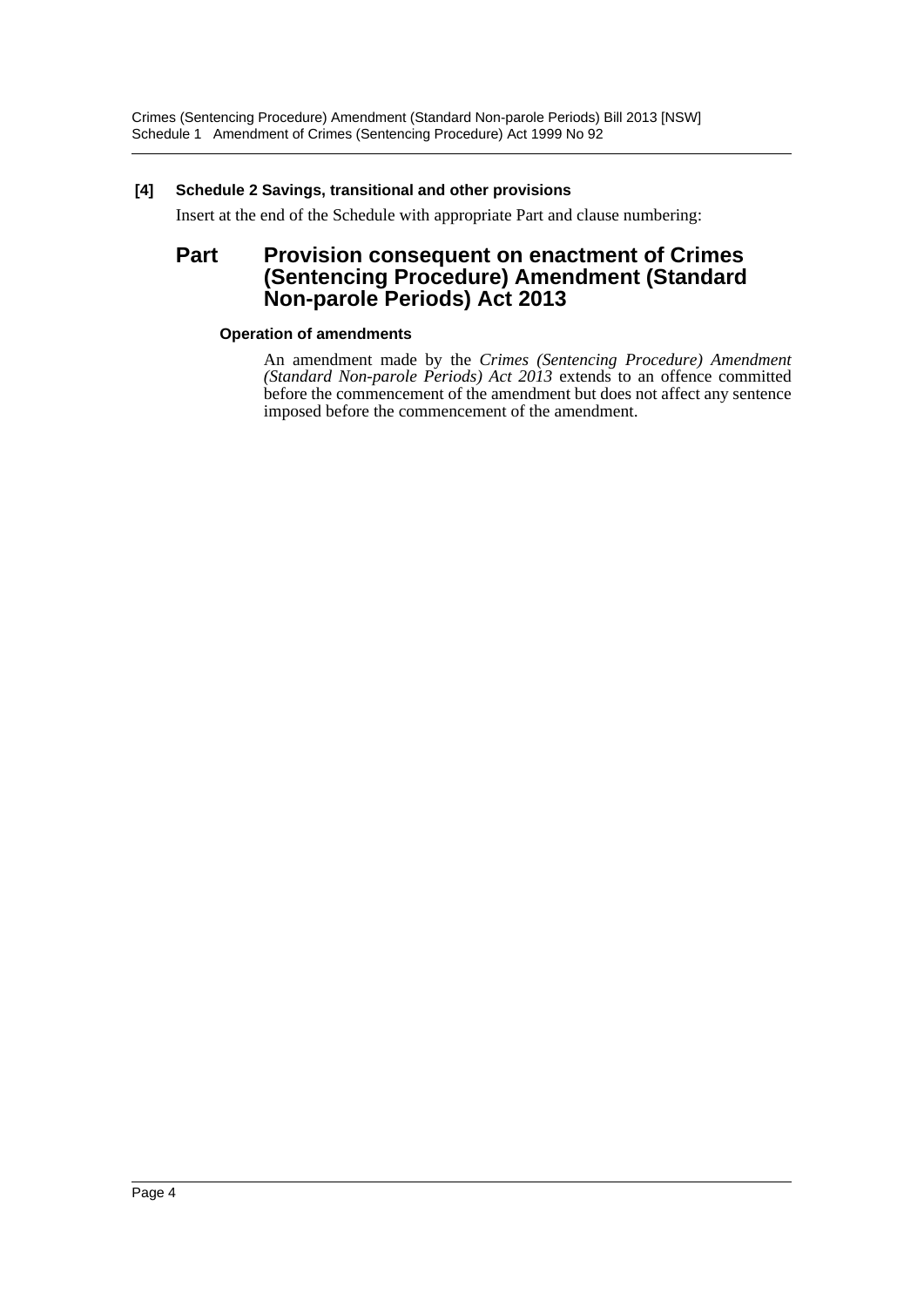**[4] Schedule 2 Savings, transitional and other provisions**

Insert at the end of the Schedule with appropriate Part and clause numbering:

## Part Provision consequent on enactment of Crimes (Sentencing Procedure) Amendment (Standard Non-parole Periods) Act 2013

#### Operation of amendments

An amendment made by the *Crimes (Sentencing Procedure) Amendment (Standard Non-parole Periods) Act 2013* extends to an offence committed before the commencement of the amendment but does not affect any sentence imposed before the commencement of the amendment.